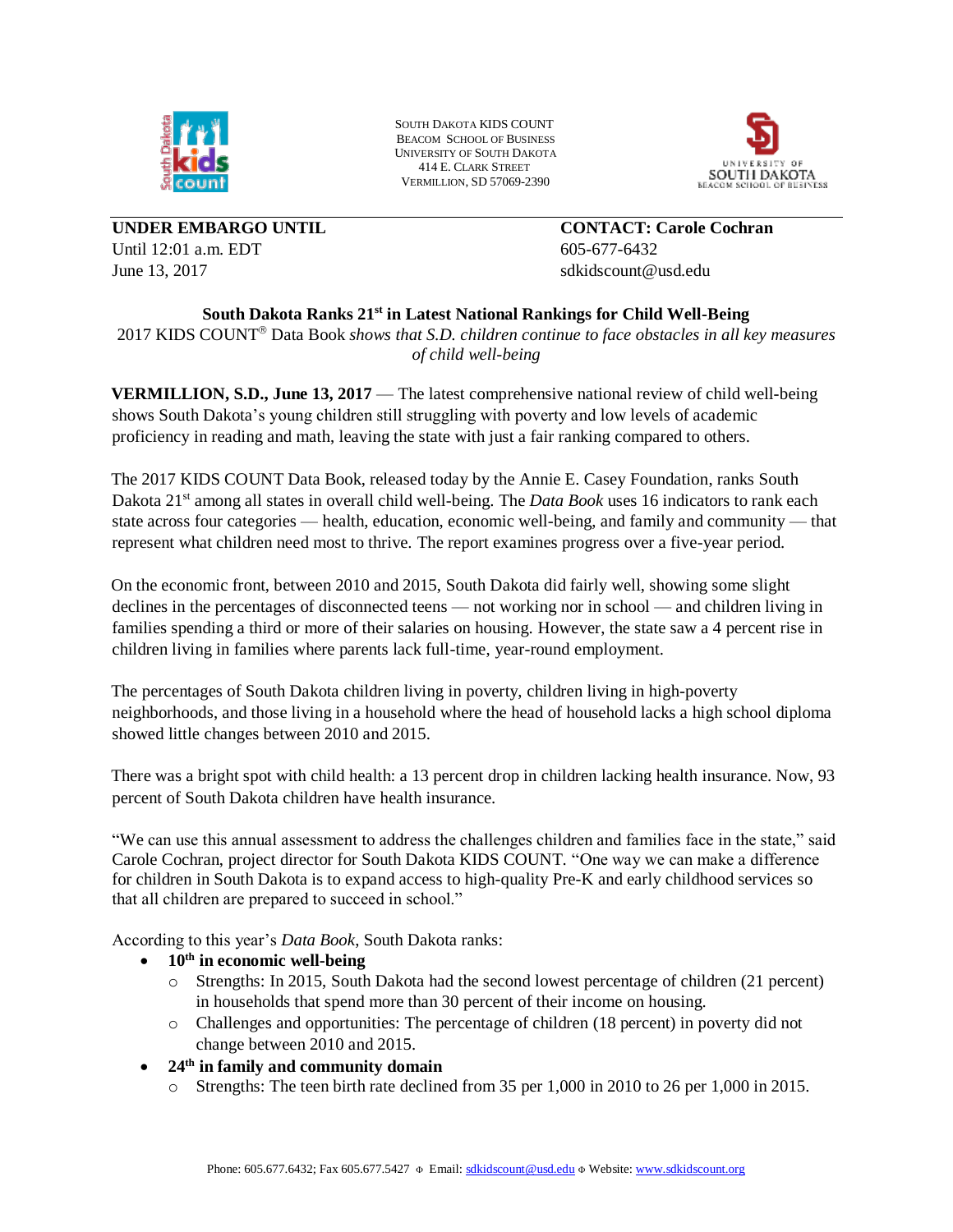SOUTH DAKOTA KIDS COUNT
BEACOM SCHOOL OF BUSINESS
UNIVERSITY OF SOUTH DAKOTA
414 E. CLARK STREET
VERMILLION, SD 57069-2390

**UNDER EMBARGO UNTIL**
Until 12:01 a.m. EDT
June 13, 2017

**CONTACT: Carole Cochran**
605-677-6432
sdkidscount@usd.edu

## South Dakota Ranks 21st in Latest National Rankings for Child Well-Being

2017 KIDS COUNT® Data Book *shows that S.D. children continue to face obstacles in all key measures of child well-being*

**VERMILLION, S.D., June 13, 2017** — The latest comprehensive national review of child well-being shows South Dakota's young children still struggling with poverty and low levels of academic proficiency in reading and math, leaving the state with just a fair ranking compared to others.

The 2017 KIDS COUNT Data Book, released today by the Annie E. Casey Foundation, ranks South Dakota 21st among all states in overall child well-being. The *Data Book* uses 16 indicators to rank each state across four categories — health, education, economic well-being, and family and community — that represent what children need most to thrive. The report examines progress over a five-year period.

On the economic front, between 2010 and 2015, South Dakota did fairly well, showing some slight declines in the percentages of disconnected teens — not working nor in school — and children living in families spending a third or more of their salaries on housing. However, the state saw a 4 percent rise in children living in families where parents lack full-time, year-round employment.

The percentages of South Dakota children living in poverty, children living in high-poverty neighborhoods, and those living in a household where the head of household lacks a high school diploma showed little changes between 2010 and 2015.

There was a bright spot with child health: a 13 percent drop in children lacking health insurance. Now, 93 percent of South Dakota children have health insurance.

"We can use this annual assessment to address the challenges children and families face in the state," said Carole Cochran, project director for South Dakota KIDS COUNT. "One way we can make a difference for children in South Dakota is to expand access to high-quality Pre-K and early childhood services so that all children are prepared to succeed in school."

According to this year's *Data Book*, South Dakota ranks:

- **10th in economic well-being**
  - Strengths: In 2015, South Dakota had the second lowest percentage of children (21 percent) in households that spend more than 30 percent of their income on housing.
  - Challenges and opportunities: The percentage of children (18 percent) in poverty did not change between 2010 and 2015.
- **24th in family and community domain**
  - Strengths: The teen birth rate declined from 35 per 1,000 in 2010 to 26 per 1,000 in 2015.

Phone: 605.677.6432; Fax 605.677.5427 Email: sdkidscount@usd.edu Website: www.sdkidscount.org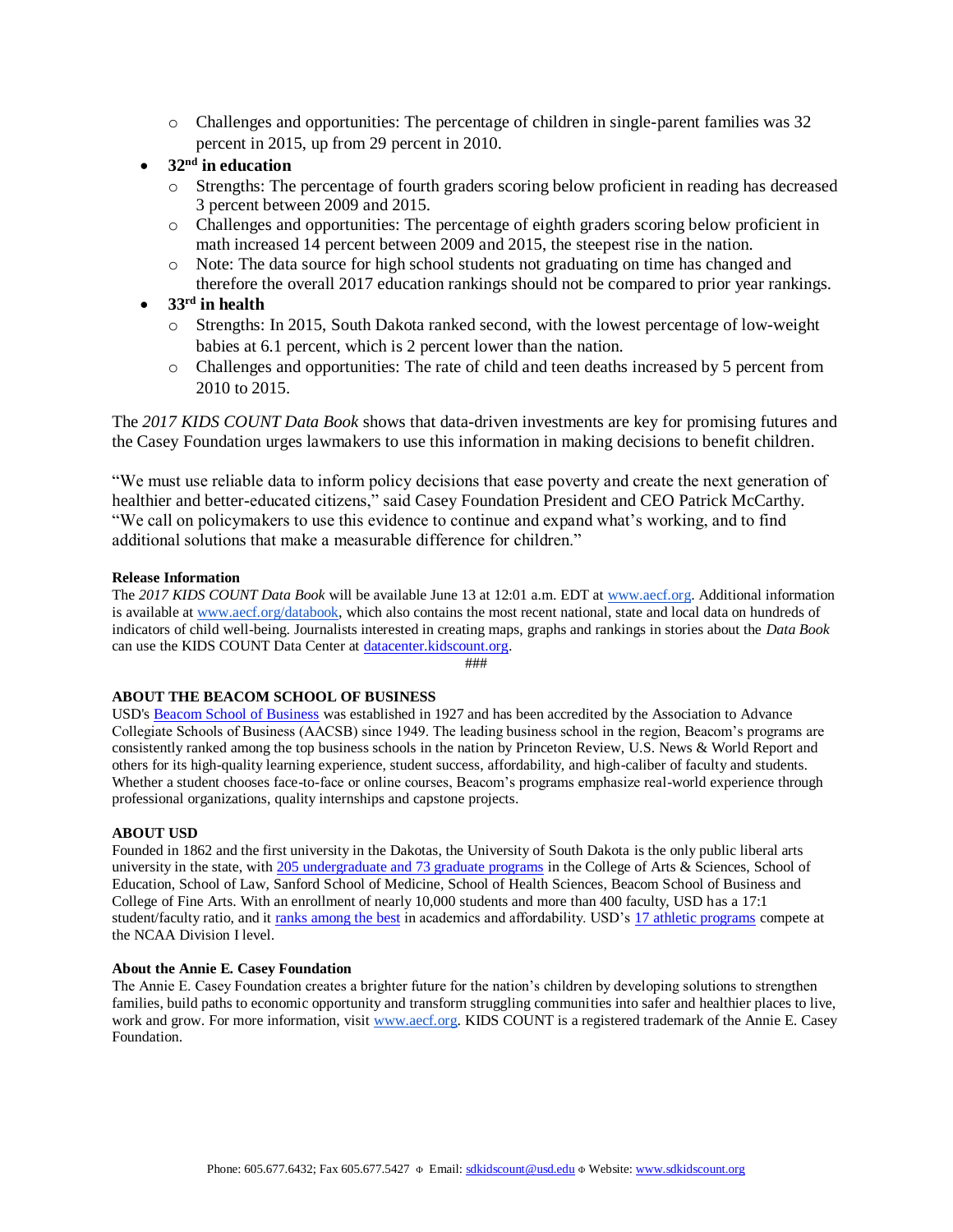- Challenges and opportunities: The percentage of children in single-parent families was 32 percent in 2015, up from 29 percent in 2010.
- **32nd in education**
  - Strengths: The percentage of fourth graders scoring below proficient in reading has decreased 3 percent between 2009 and 2015.
  - Challenges and opportunities: The percentage of eighth graders scoring below proficient in math increased 14 percent between 2009 and 2015, the steepest rise in the nation.
  - Note: The data source for high school students not graduating on time has changed and therefore the overall 2017 education rankings should not be compared to prior year rankings.
- **33rd in health**
  - Strengths: In 2015, South Dakota ranked second, with the lowest percentage of low-weight babies at 6.1 percent, which is 2 percent lower than the nation.
  - Challenges and opportunities: The rate of child and teen deaths increased by 5 percent from 2010 to 2015.

The *2017 KIDS COUNT Data Book* shows that data-driven investments are key for promising futures and the Casey Foundation urges lawmakers to use this information in making decisions to benefit children.

"We must use reliable data to inform policy decisions that ease poverty and create the next generation of healthier and better-educated citizens," said Casey Foundation President and CEO Patrick McCarthy. "We call on policymakers to use this evidence to continue and expand what's working, and to find additional solutions that make a measurable difference for children."

**Release Information**

The *2017 KIDS COUNT Data Book* will be available June 13 at 12:01 a.m. EDT at www.aecf.org. Additional information is available at www.aecf.org/databook, which also contains the most recent national, state and local data on hundreds of indicators of child well-being. Journalists interested in creating maps, graphs and rankings in stories about the *Data Book* can use the KIDS COUNT Data Center at datacenter.kidscount.org.

###

**ABOUT THE BEACOM SCHOOL OF BUSINESS**

USD's Beacom School of Business was established in 1927 and has been accredited by the Association to Advance Collegiate Schools of Business (AACSB) since 1949. The leading business school in the region, Beacom's programs are consistently ranked among the top business schools in the nation by Princeton Review, U.S. News & World Report and others for its high-quality learning experience, student success, affordability, and high-caliber of faculty and students. Whether a student chooses face-to-face or online courses, Beacom's programs emphasize real-world experience through professional organizations, quality internships and capstone projects.

**ABOUT USD**

Founded in 1862 and the first university in the Dakotas, the University of South Dakota is the only public liberal arts university in the state, with 205 undergraduate and 73 graduate programs in the College of Arts & Sciences, School of Education, School of Law, Sanford School of Medicine, School of Health Sciences, Beacom School of Business and College of Fine Arts. With an enrollment of nearly 10,000 students and more than 400 faculty, USD has a 17:1 student/faculty ratio, and it ranks among the best in academics and affordability. USD's 17 athletic programs compete at the NCAA Division I level.

**About the Annie E. Casey Foundation**

The Annie E. Casey Foundation creates a brighter future for the nation's children by developing solutions to strengthen families, build paths to economic opportunity and transform struggling communities into safer and healthier places to live, work and grow. For more information, visit www.aecf.org. KIDS COUNT is a registered trademark of the Annie E. Casey Foundation.

Phone: 605.677.6432; Fax 605.677.5427 Φ Email: sdkidscount@usd.edu Φ Website: www.sdkidscount.org